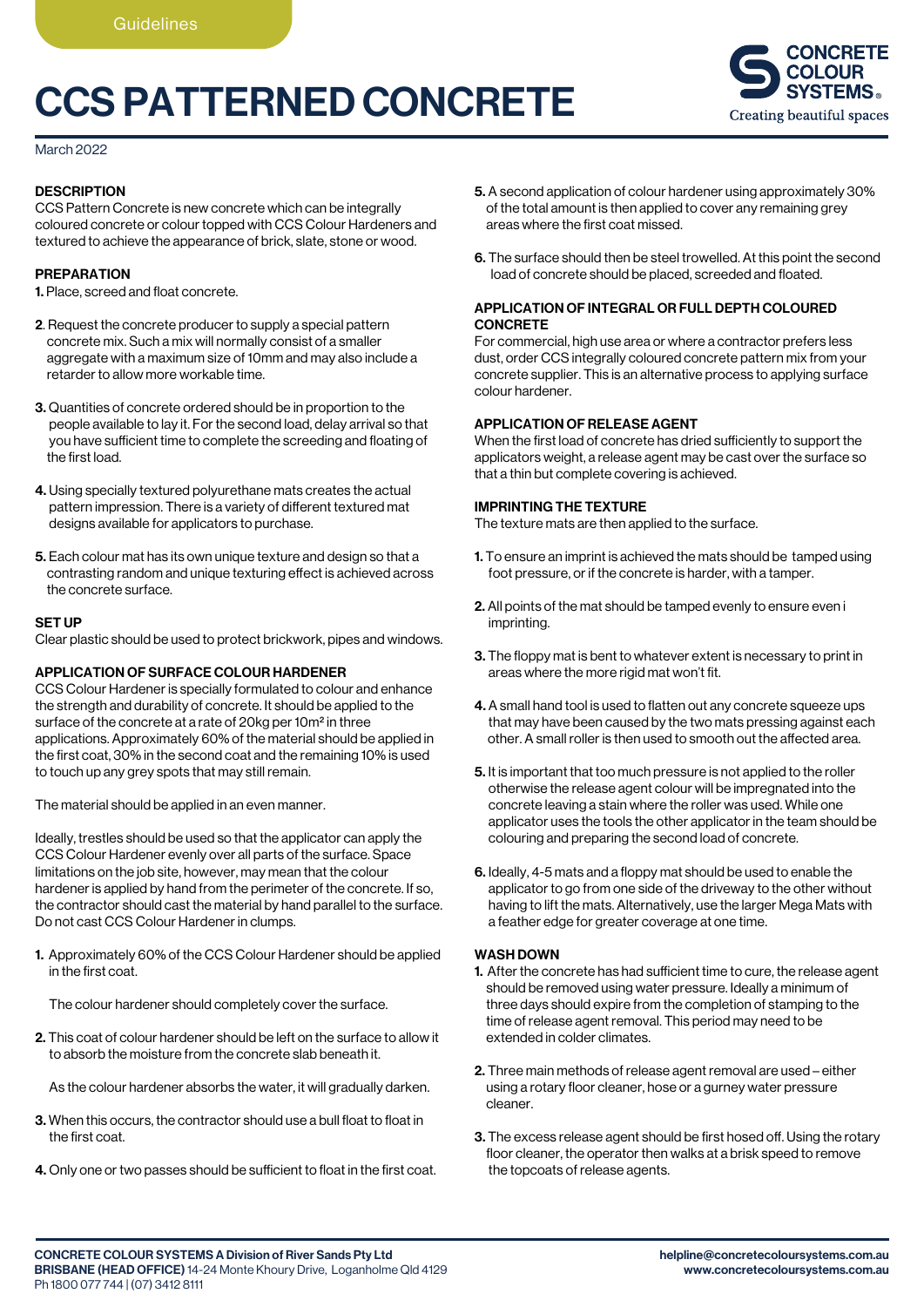Guidelines

# CCS PATTERNED CONCRETE

CONCRETE COLOUR SYSTEMS®
Creating beautiful spaces

March 2022

## DESCRIPTION

CCS Pattern Concrete is new concrete which can be integrally coloured concrete or colour topped with CCS Colour Hardeners and textured to achieve the appearance of brick, slate, stone or wood.

## PREPARATION

**1.** Place, screed and float concrete.

**2**. Request the concrete producer to supply a special pattern concrete mix. Such a mix will normally consist of a smaller aggregate with a maximum size of 10mm and may also include a retarder to allow more workable time.

**3.** Quantities of concrete ordered should be in proportion to the people available to lay it. For the second load, delay arrival so that you have sufficient time to complete the screeding and floating of the first load.

**4.** Using specially textured polyurethane mats creates the actual pattern impression. There is a variety of different textured mat designs available for applicators to purchase.

**5.** Each colour mat has its own unique texture and design so that a contrasting random and unique texturing effect is achieved across the concrete surface.

## SET UP

Clear plastic should be used to protect brickwork, pipes and windows.

## APPLICATION OF SURFACE COLOUR HARDENER

CCS Colour Hardener is specially formulated to colour and enhance the strength and durability of concrete. It should be applied to the surface of the concrete at a rate of 20kg per 10m² in three applications. Approximately 60% of the material should be applied in the first coat, 30% in the second coat and the remaining 10% is used to touch up any grey spots that may still remain.

The material should be applied in an even manner.

Ideally, trestles should be used so that the applicator can apply the CCS Colour Hardener evenly over all parts of the surface. Space limitations on the job site, however, may mean that the colour hardener is applied by hand from the perimeter of the concrete. If so, the contractor should cast the material by hand parallel to the surface. Do not cast CCS Colour Hardener in clumps.

**1.** Approximately 60% of the CCS Colour Hardener should be applied in the first coat.

The colour hardener should completely cover the surface.

**2.** This coat of colour hardener should be left on the surface to allow it to absorb the moisture from the concrete slab beneath it.

As the colour hardener absorbs the water, it will gradually darken.

**3.** When this occurs, the contractor should use a bull float to float in the first coat.

**4.** Only one or two passes should be sufficient to float in the first coat.

**5.** A second application of colour hardener using approximately 30% of the total amount is then applied to cover any remaining grey areas where the first coat missed.

**6.** The surface should then be steel trowelled. At this point the second load of concrete should be placed, screeded and floated.

## APPLICATION OF INTEGRAL OR FULL DEPTH COLOURED CONCRETE

For commercial, high use area or where a contractor prefers less dust, order CCS integrally coloured concrete pattern mix from your concrete supplier. This is an alternative process to applying surface colour hardener.

## APPLICATION OF RELEASE AGENT

When the first load of concrete has dried sufficiently to support the applicators weight, a release agent may be cast over the surface so that a thin but complete covering is achieved.

## IMPRINTING THE TEXTURE

The texture mats are then applied to the surface.

**1.** To ensure an imprint is achieved the mats should be tamped using foot pressure, or if the concrete is harder, with a tamper.

**2.** All points of the mat should be tamped evenly to ensure even i imprinting.

**3.** The floppy mat is bent to whatever extent is necessary to print in areas where the more rigid mat won't fit.

**4.** A small hand tool is used to flatten out any concrete squeeze ups that may have been caused by the two mats pressing against each other. A small roller is then used to smooth out the affected area.

**5.** It is important that too much pressure is not applied to the roller otherwise the release agent colour will be impregnated into the concrete leaving a stain where the roller was used. While one applicator uses the tools the other applicator in the team should be colouring and preparing the second load of concrete.

**6.** Ideally, 4-5 mats and a floppy mat should be used to enable the applicator to go from one side of the driveway to the other without having to lift the mats. Alternatively, use the larger Mega Mats with a feather edge for greater coverage at one time.

## WASH DOWN

**1.** After the concrete has had sufficient time to cure, the release agent should be removed using water pressure. Ideally a minimum of three days should expire from the completion of stamping to the time of release agent removal. This period may need to be extended in colder climates.

**2.** Three main methods of release agent removal are used – either using a rotary floor cleaner, hose or a gurney water pressure cleaner.

**3.** The excess release agent should be first hosed off. Using the rotary floor cleaner, the operator then walks at a brisk speed to remove the topcoats of release agents.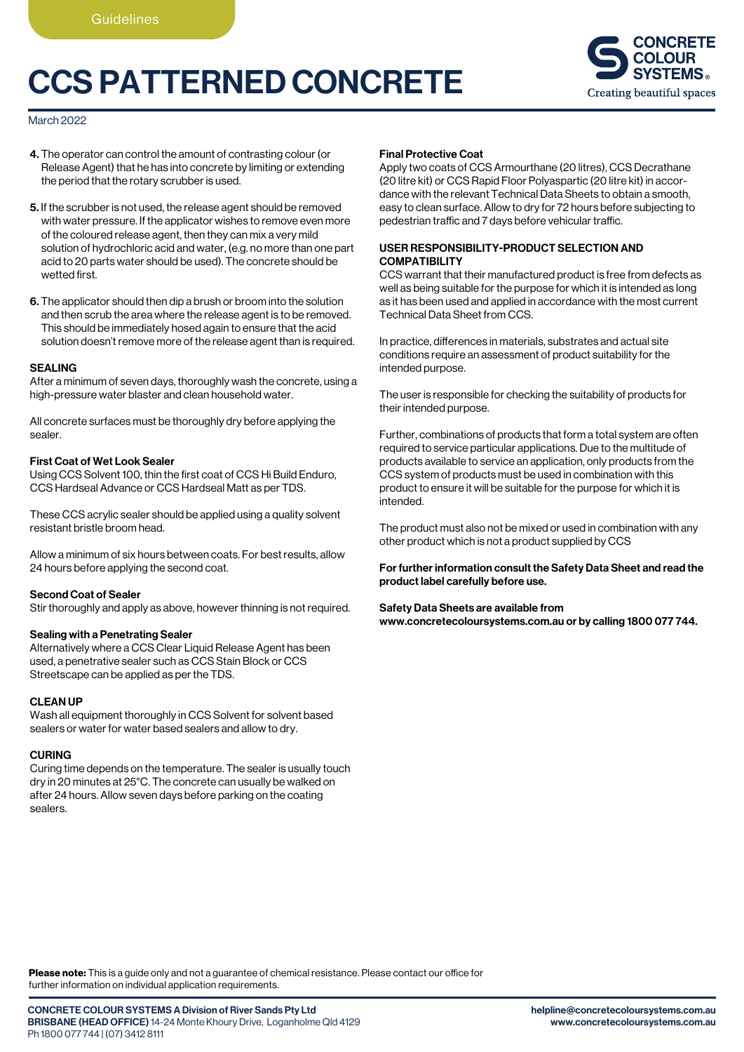# CCS PATTERNED CONCRETE

March 2022

4. The operator can control the amount of contrasting colour (or Release Agent) that he has into concrete by limiting or extending the period that the rotary scrubber is used.

5. If the scrubber is not used, the release agent should be removed with water pressure. If the applicator wishes to remove even more of the coloured release agent, then they can mix a very mild solution of hydrochloric acid and water, (e.g. no more than one part acid to 20 parts water should be used). The concrete should be wetted first.

6. The applicator should then dip a brush or broom into the solution and then scrub the area where the release agent is to be removed. This should be immediately hosed again to ensure that the acid solution doesn't remove more of the release agent than is required.

## SEALING

After a minimum of seven days, thoroughly wash the concrete, using a high-pressure water blaster and clean household water.

All concrete surfaces must be thoroughly dry before applying the sealer.

### First Coat of Wet Look Sealer

Using CCS Solvent 100, thin the first coat of CCS Hi Build Enduro, CCS Hardseal Advance or CCS Hardseal Matt as per TDS.

These CCS acrylic sealer should be applied using a quality solvent resistant bristle broom head.

Allow a minimum of six hours between coats. For best results, allow 24 hours before applying the second coat.

### Second Coat of Sealer

Stir thoroughly and apply as above, however thinning is not required.

### Sealing with a Penetrating Sealer

Alternatively where a CCS Clear Liquid Release Agent has been used, a penetrative sealer such as CCS Stain Block or CCS Streetscape can be applied as per the TDS.

## CLEAN UP

Wash all equipment thoroughly in CCS Solvent for solvent based sealers or water for water based sealers and allow to dry.

## CURING

Curing time depends on the temperature. The sealer is usually touch dry in 20 minutes at 25°C. The concrete can usually be walked on after 24 hours. Allow seven days before parking on the coating sealers.

### Final Protective Coat

Apply two coats of CCS Armourthane (20 litres), CCS Decrathane (20 litre kit) or CCS Rapid Floor Polyaspartic (20 litre kit) in accordance with the relevant Technical Data Sheets to obtain a smooth, easy to clean surface. Allow to dry for 72 hours before subjecting to pedestrian traffic and 7 days before vehicular traffic.

## USER RESPONSIBILITY-PRODUCT SELECTION AND COMPATIBILITY

CCS warrant that their manufactured product is free from defects as well as being suitable for the purpose for which it is intended as long as it has been used and applied in accordance with the most current Technical Data Sheet from CCS.

In practice, differences in materials, substrates and actual site conditions require an assessment of product suitability for the intended purpose.

The user is responsible for checking the suitability of products for their intended purpose.

Further, combinations of products that form a total system are often required to service particular applications. Due to the multitude of products available to service an application, only products from the CCS system of products must be used in combination with this product to ensure it will be suitable for the purpose for which it is intended.

The product must also not be mixed or used in combination with any other product which is not a product supplied by CCS

**For further information consult the Safety Data Sheet and read the product label carefully before use.**

**Safety Data Sheets are available from www.concretecoloursystems.com.au or by calling 1800 077 744.**

**Please note:** This is a guide only and not a guarantee of chemical resistance. Please contact our office for further information on individual application requirements.

**CONCRETE COLOUR SYSTEMS A Division of River Sands Pty Ltd**
**BRISBANE (HEAD OFFICE)** 14-24 Monte Khoury Drive, Loganholme Qld 4129
Ph 1800 077 744 | (07) 3412 8111

**helpline@concretecoloursystems.com.au**
**www.concretecoloursystems.com.au**